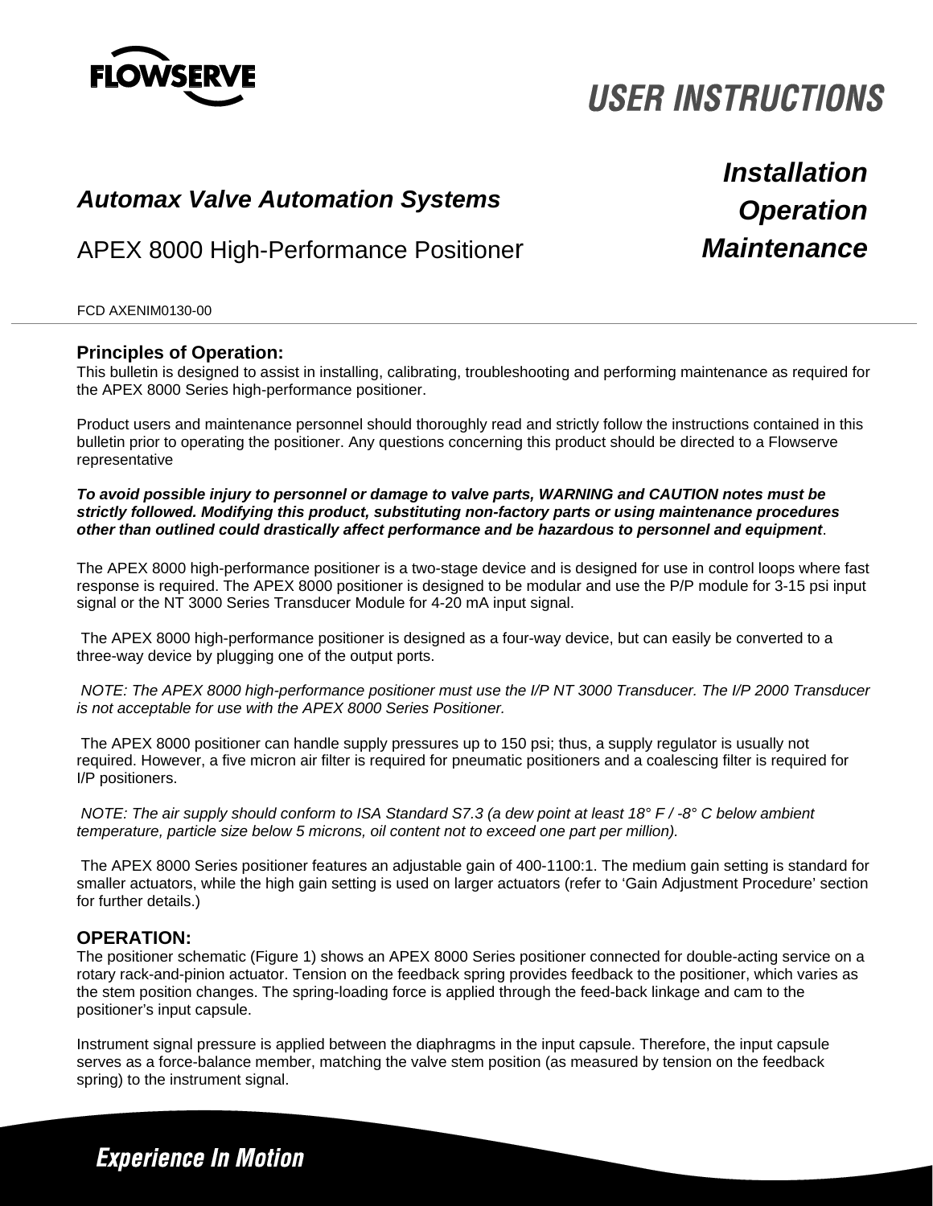# USER INSTRUCTIONS

***Automax Valve Automation Systems***

APEX 8000 High-Performance Positioner

***Installation***
***Operation***
***Maintenance***

FCD AXENIM0130-00

## Principles of Operation:

This bulletin is designed to assist in installing, calibrating, troubleshooting and performing maintenance as required for the APEX 8000 Series high-performance positioner.

Product users and maintenance personnel should thoroughly read and strictly follow the instructions contained in this bulletin prior to operating the positioner. Any questions concerning this product should be directed to a Flowserve representative

***To avoid possible injury to personnel or damage to valve parts, WARNING and CAUTION notes must be strictly followed. Modifying this product, substituting non-factory parts or using maintenance procedures other than outlined could drastically affect performance and be hazardous to personnel and equipment***.

The APEX 8000 high-performance positioner is a two-stage device and is designed for use in control loops where fast response is required. The APEX 8000 positioner is designed to be modular and use the P/P module for 3-15 psi input signal or the NT 3000 Series Transducer Module for 4-20 mA input signal.

The APEX 8000 high-performance positioner is designed as a four-way device, but can easily be converted to a three-way device by plugging one of the output ports.

*NOTE: The APEX 8000 high-performance positioner must use the I/P NT 3000 Transducer. The I/P 2000 Transducer is not acceptable for use with the APEX 8000 Series Positioner.*

The APEX 8000 positioner can handle supply pressures up to 150 psi; thus, a supply regulator is usually not required. However, a five micron air filter is required for pneumatic positioners and a coalescing filter is required for I/P positioners.

*NOTE: The air supply should conform to ISA Standard S7.3 (a dew point at least 18° F / -8° C below ambient temperature, particle size below 5 microns, oil content not to exceed one part per million).*

The APEX 8000 Series positioner features an adjustable gain of 400-1100:1. The medium gain setting is standard for smaller actuators, while the high gain setting is used on larger actuators (refer to 'Gain Adjustment Procedure' section for further details.)

## OPERATION:

The positioner schematic (Figure 1) shows an APEX 8000 Series positioner connected for double-acting service on a rotary rack-and-pinion actuator. Tension on the feedback spring provides feedback to the positioner, which varies as the stem position changes. The spring-loading force is applied through the feed-back linkage and cam to the positioner's input capsule.

Instrument signal pressure is applied between the diaphragms in the input capsule. Therefore, the input capsule serves as a force-balance member, matching the valve stem position (as measured by tension on the feedback spring) to the instrument signal.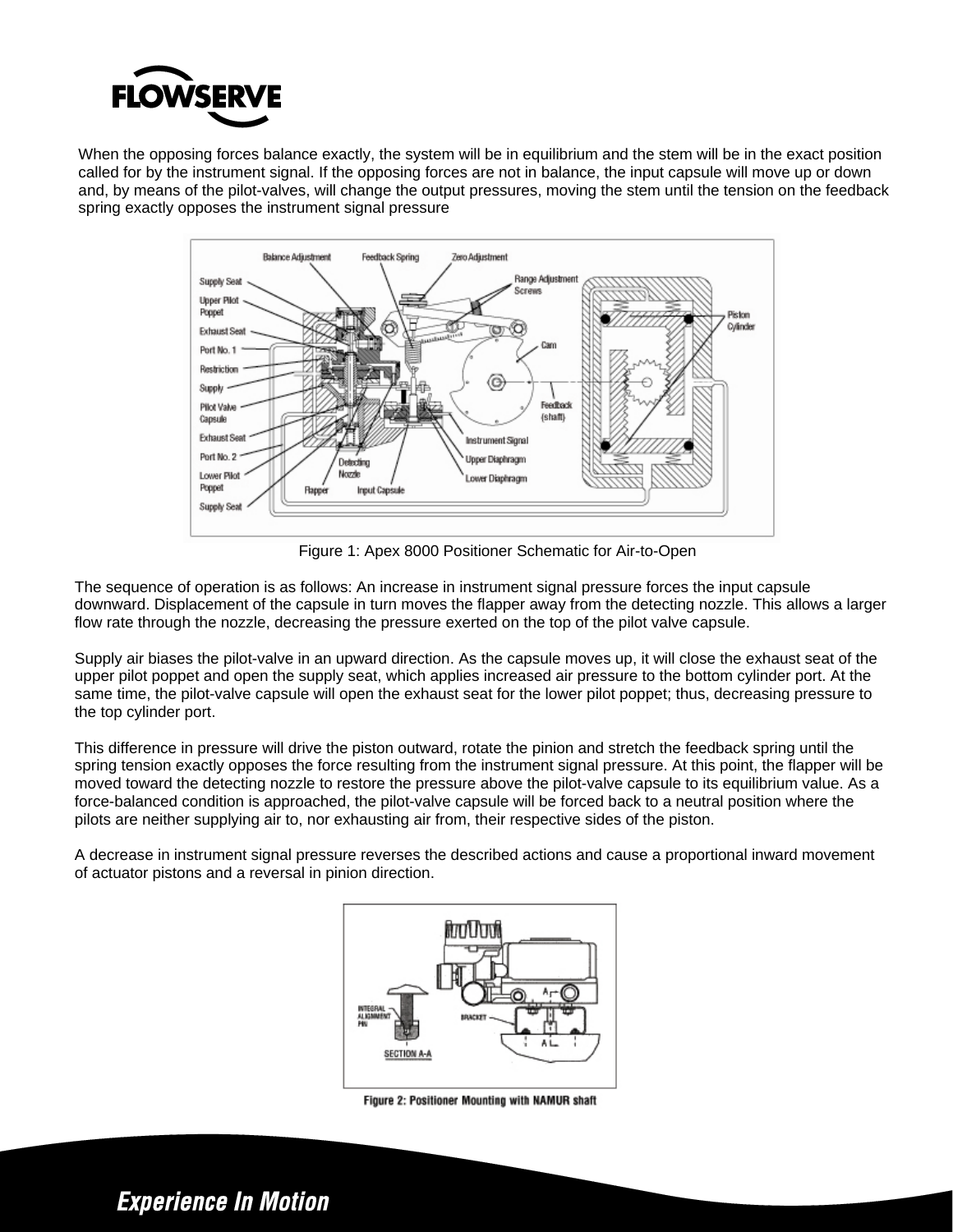When the opposing forces balance exactly, the system will be in equilibrium and the stem will be in the exact position called for by the instrument signal. If the opposing forces are not in balance, the input capsule will move up or down and, by means of the pilot-valves, will change the output pressures, moving the stem until the tension on the feedback spring exactly opposes the instrument signal pressure

Figure 1: Apex 8000 Positioner Schematic for Air-to-Open

The sequence of operation is as follows: An increase in instrument signal pressure forces the input capsule downward. Displacement of the capsule in turn moves the flapper away from the detecting nozzle. This allows a larger flow rate through the nozzle, decreasing the pressure exerted on the top of the pilot valve capsule.

Supply air biases the pilot-valve in an upward direction. As the capsule moves up, it will close the exhaust seat of the upper pilot poppet and open the supply seat, which applies increased air pressure to the bottom cylinder port. At the same time, the pilot-valve capsule will open the exhaust seat for the lower pilot poppet; thus, decreasing pressure to the top cylinder port.

This difference in pressure will drive the piston outward, rotate the pinion and stretch the feedback spring until the spring tension exactly opposes the force resulting from the instrument signal pressure. At this point, the flapper will be moved toward the detecting nozzle to restore the pressure above the pilot-valve capsule to its equilibrium value. As a force-balanced condition is approached, the pilot-valve capsule will be forced back to a neutral position where the pilots are neither supplying air to, nor exhausting air from, their respective sides of the piston.

A decrease in instrument signal pressure reverses the described actions and cause a proportional inward movement of actuator pistons and a reversal in pinion direction.

**Figure 2: Positioner Mounting with NAMUR shaft**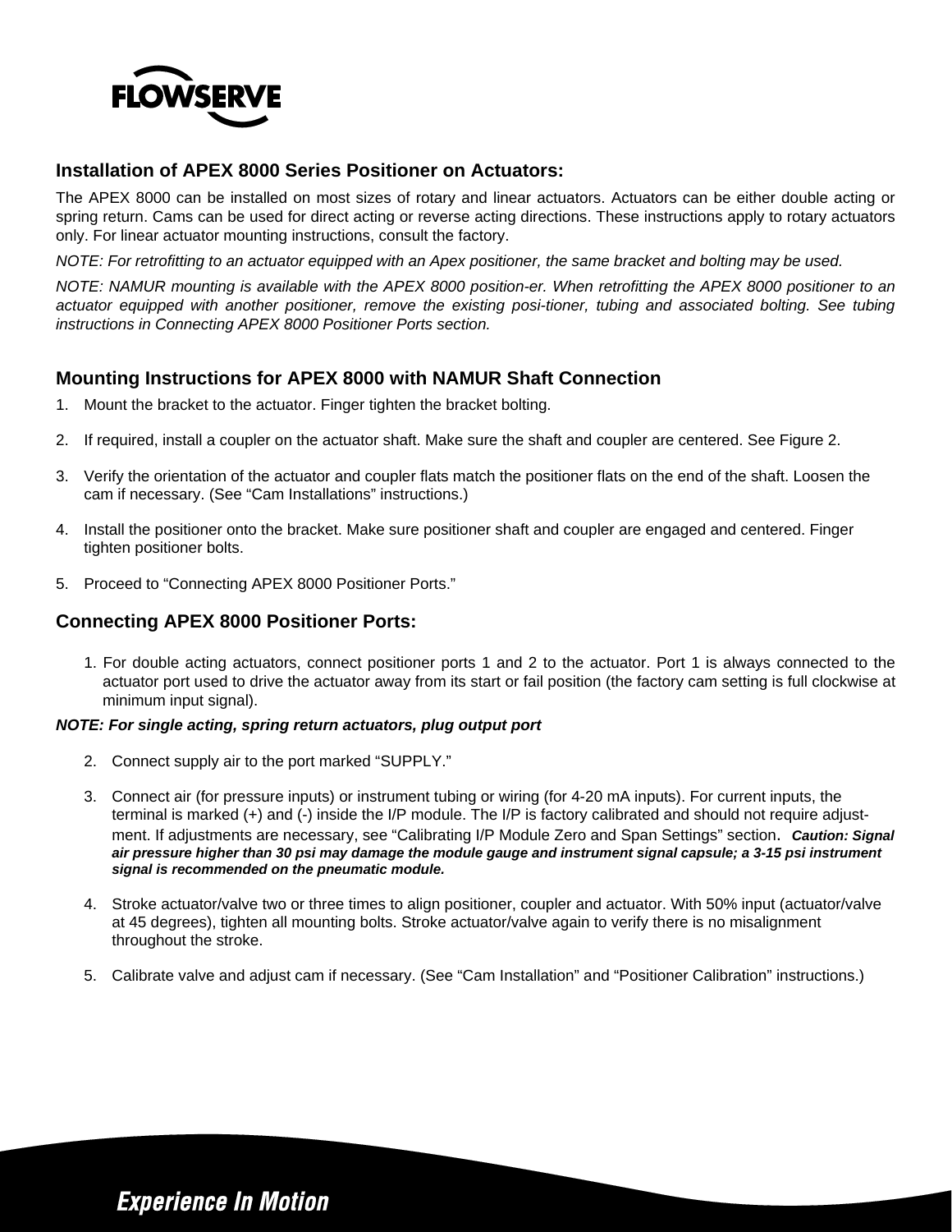## Installation of APEX 8000 Series Positioner on Actuators:

The APEX 8000 can be installed on most sizes of rotary and linear actuators. Actuators can be either double acting or spring return. Cams can be used for direct acting or reverse acting directions. These instructions apply to rotary actuators only. For linear actuator mounting instructions, consult the factory.

*NOTE: For retrofitting to an actuator equipped with an Apex positioner, the same bracket and bolting may be used.*

*NOTE: NAMUR mounting is available with the APEX 8000 position-er. When retrofitting the APEX 8000 positioner to an actuator equipped with another positioner, remove the existing posi-tioner, tubing and associated bolting. See tubing instructions in Connecting APEX 8000 Positioner Ports section.*

## Mounting Instructions for APEX 8000 with NAMUR Shaft Connection

1. Mount the bracket to the actuator. Finger tighten the bracket bolting.
2. If required, install a coupler on the actuator shaft. Make sure the shaft and coupler are centered. See Figure 2.
3. Verify the orientation of the actuator and coupler flats match the positioner flats on the end of the shaft. Loosen the cam if necessary. (See “Cam Installations” instructions.)
4. Install the positioner onto the bracket. Make sure positioner shaft and coupler are engaged and centered. Finger tighten positioner bolts.
5. Proceed to “Connecting APEX 8000 Positioner Ports.”

## Connecting APEX 8000 Positioner Ports:

1. For double acting actuators, connect positioner ports 1 and 2 to the actuator. Port 1 is always connected to the actuator port used to drive the actuator away from its start or fail position (the factory cam setting is full clockwise at minimum input signal).

***NOTE: For single acting, spring return actuators, plug output port***

2. Connect supply air to the port marked “SUPPLY.”
3. Connect air (for pressure inputs) or instrument tubing or wiring (for 4-20 mA inputs). For current inputs, the terminal is marked (+) and (-) inside the I/P module. The I/P is factory calibrated and should not require adjust-ment. If adjustments are necessary, see “Calibrating I/P Module Zero and Span Settings” section. ***Caution: Signal air pressure higher than 30 psi may damage the module gauge and instrument signal capsule; a 3-15 psi instrument signal is recommended on the pneumatic module.***
4. Stroke actuator/valve two or three times to align positioner, coupler and actuator. With 50% input (actuator/valve at 45 degrees), tighten all mounting bolts. Stroke actuator/valve again to verify there is no misalignment throughout the stroke.
5. Calibrate valve and adjust cam if necessary. (See “Cam Installation” and “Positioner Calibration” instructions.)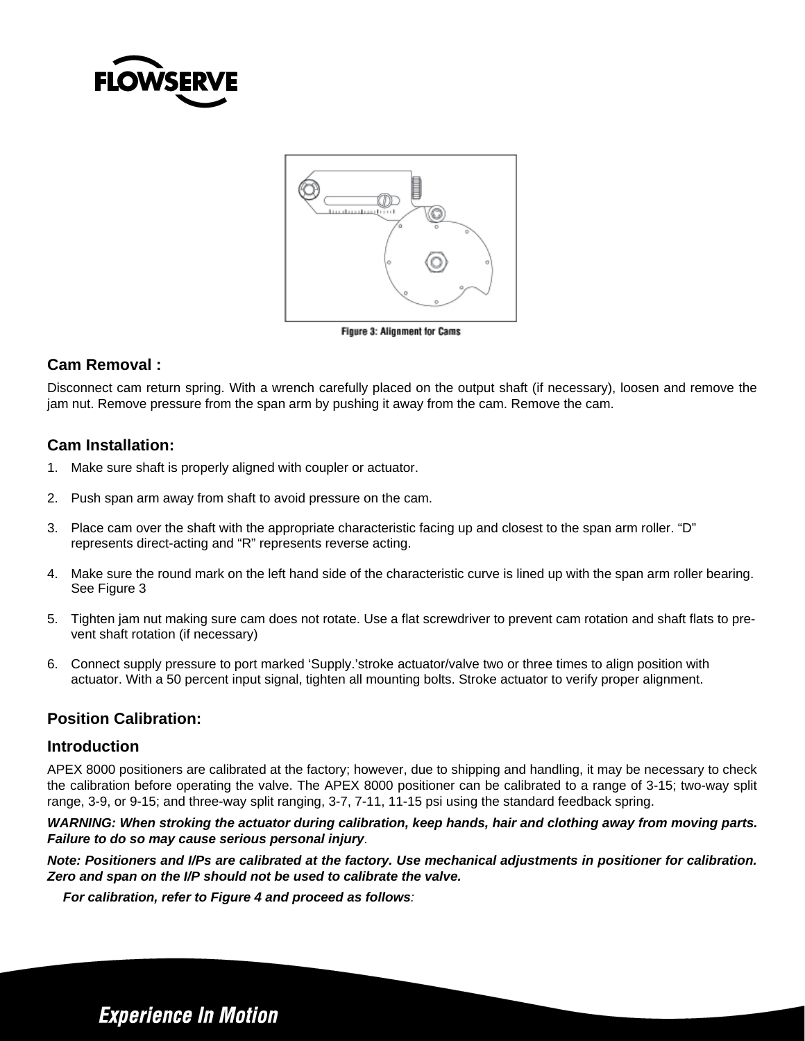Figure 3: Alignment for Cams

## Cam Removal :

Disconnect cam return spring. With a wrench carefully placed on the output shaft (if necessary), loosen and remove the jam nut. Remove pressure from the span arm by pushing it away from the cam. Remove the cam.

## Cam Installation:

1. Make sure shaft is properly aligned with coupler or actuator.
2. Push span arm away from shaft to avoid pressure on the cam.
3. Place cam over the shaft with the appropriate characteristic facing up and closest to the span arm roller. “D” represents direct-acting and “R” represents reverse acting.
4. Make sure the round mark on the left hand side of the characteristic curve is lined up with the span arm roller bearing. See Figure 3
5. Tighten jam nut making sure cam does not rotate. Use a flat screwdriver to prevent cam rotation and shaft flats to prevent shaft rotation (if necessary)
6. Connect supply pressure to port marked ‘Supply.’stroke actuator/valve two or three times to align position with actuator. With a 50 percent input signal, tighten all mounting bolts. Stroke actuator to verify proper alignment.

## Position Calibration:

### Introduction

APEX 8000 positioners are calibrated at the factory; however, due to shipping and handling, it may be necessary to check the calibration before operating the valve. The APEX 8000 positioner can be calibrated to a range of 3-15; two-way split range, 3-9, or 9-15; and three-way split ranging, 3-7, 7-11, 11-15 psi using the standard feedback spring.

***WARNING: When stroking the actuator during calibration, keep hands, hair and clothing away from moving parts. Failure to do so may cause serious personal injury***.

***Note: Positioners and I/Ps are calibrated at the factory. Use mechanical adjustments in positioner for calibration. Zero and span on the I/P should not be used to calibrate the valve.***

***For calibration, refer to Figure 4 and proceed as follows***: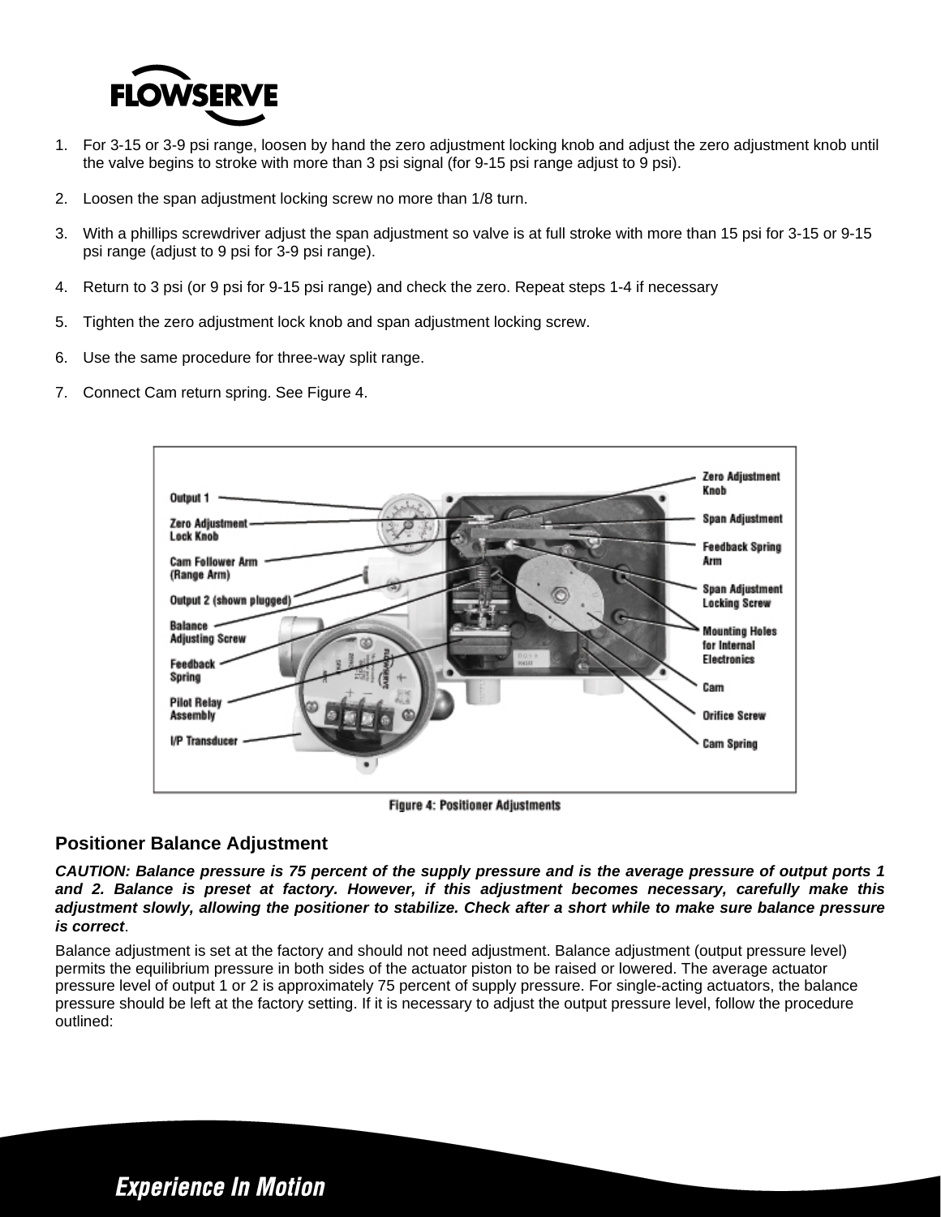1. For 3-15 or 3-9 psi range, loosen by hand the zero adjustment locking knob and adjust the zero adjustment knob until the valve begins to stroke with more than 3 psi signal (for 9-15 psi range adjust to 9 psi).

2. Loosen the span adjustment locking screw no more than 1/8 turn.

3. With a phillips screwdriver adjust the span adjustment so valve is at full stroke with more than 15 psi for 3-15 or 9-15 psi range (adjust to 9 psi for 3-9 psi range).

4. Return to 3 psi (or 9 psi for 9-15 psi range) and check the zero. Repeat steps 1-4 if necessary

5. Tighten the zero adjustment lock knob and span adjustment locking screw.

6. Use the same procedure for three-way split range.

7. Connect Cam return spring. See Figure 4.

Output 1
Zero Adjustment Lock Knob
Cam Follower Arm (Range Arm)
Output 2 (shown plugged)
Balance Adjusting Screw
Feedback Spring
Pilot Relay Assembly
I/P Transducer
Zero Adjustment Knob
Span Adjustment
Feedback Spring Arm
Span Adjustment Locking Screw
Mounting Holes for Internal Electronics
Cam
Orifice Screw
Cam Spring

Figure 4: Positioner Adjustments

## Positioner Balance Adjustment

***CAUTION: Balance pressure is 75 percent of the supply pressure and is the average pressure of output ports 1 and 2. Balance is preset at factory. However, if this adjustment becomes necessary, carefully make this adjustment slowly, allowing the positioner to stabilize. Check after a short while to make sure balance pressure is correct***.

Balance adjustment is set at the factory and should not need adjustment. Balance adjustment (output pressure level) permits the equilibrium pressure in both sides of the actuator piston to be raised or lowered. The average actuator pressure level of output 1 or 2 is approximately 75 percent of supply pressure. For single-acting actuators, the balance pressure should be left at the factory setting. If it is necessary to adjust the output pressure level, follow the procedure outlined: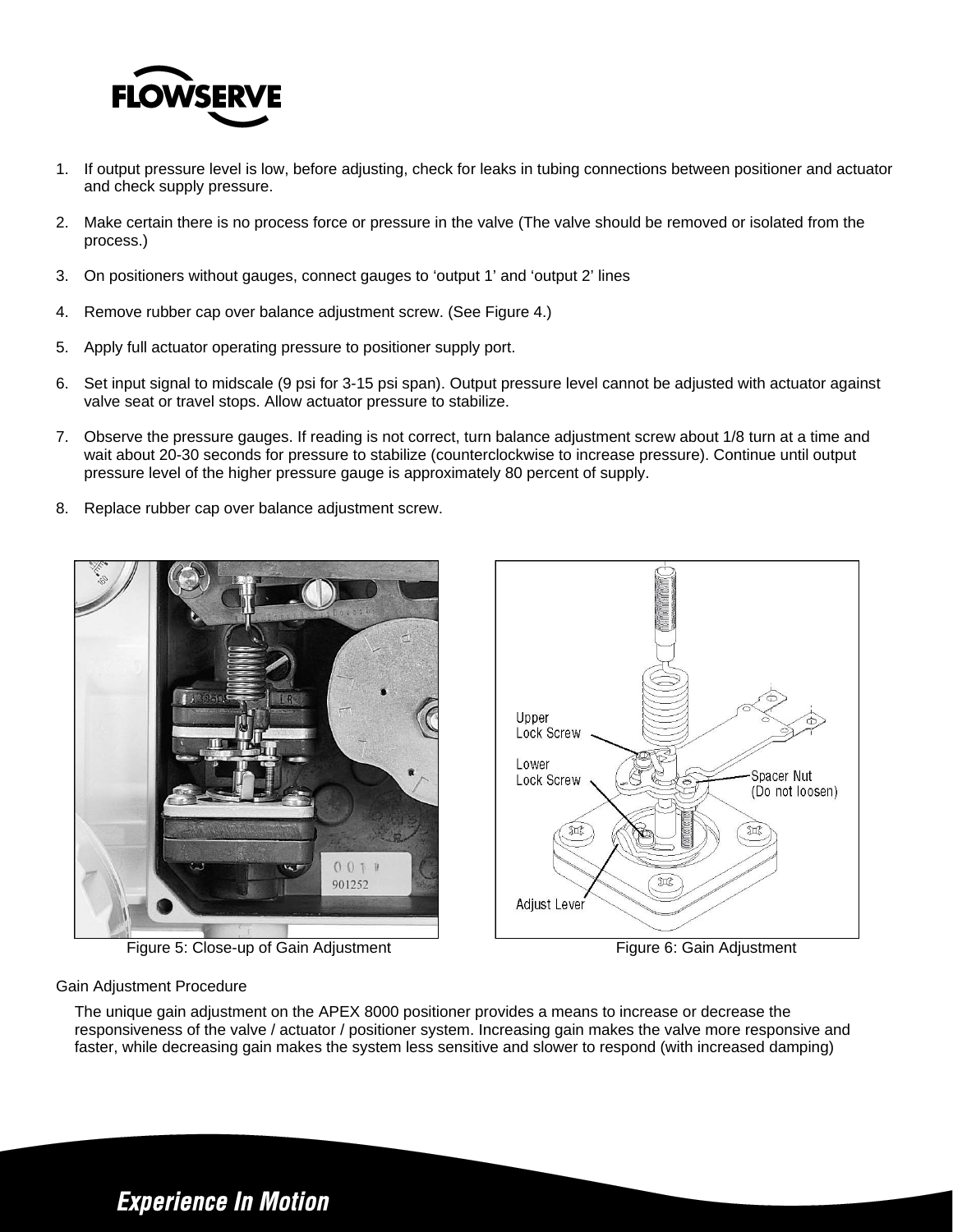1. If output pressure level is low, before adjusting, check for leaks in tubing connections between positioner and actuator and check supply pressure.

2. Make certain there is no process force or pressure in the valve (The valve should be removed or isolated from the process.)

3. On positioners without gauges, connect gauges to 'output 1' and 'output 2' lines

4. Remove rubber cap over balance adjustment screw. (See Figure 4.)

5. Apply full actuator operating pressure to positioner supply port.

6. Set input signal to midscale (9 psi for 3-15 psi span). Output pressure level cannot be adjusted with actuator against valve seat or travel stops. Allow actuator pressure to stabilize.

7. Observe the pressure gauges. If reading is not correct, turn balance adjustment screw about 1/8 turn at a time and wait about 20-30 seconds for pressure to stabilize (counterclockwise to increase pressure). Continue until output pressure level of the higher pressure gauge is approximately 80 percent of supply.

8. Replace rubber cap over balance adjustment screw.

Figure 5: Close-up of Gain Adjustment

Upper Lock Screw

Lower Lock Screw

Spacer Nut (Do not loosen)

Adjust Lever

Figure 6: Gain Adjustment

## Gain Adjustment Procedure

The unique gain adjustment on the APEX 8000 positioner provides a means to increase or decrease the responsiveness of the valve / actuator / positioner system. Increasing gain makes the valve more responsive and faster, while decreasing gain makes the system less sensitive and slower to respond (with increased damping)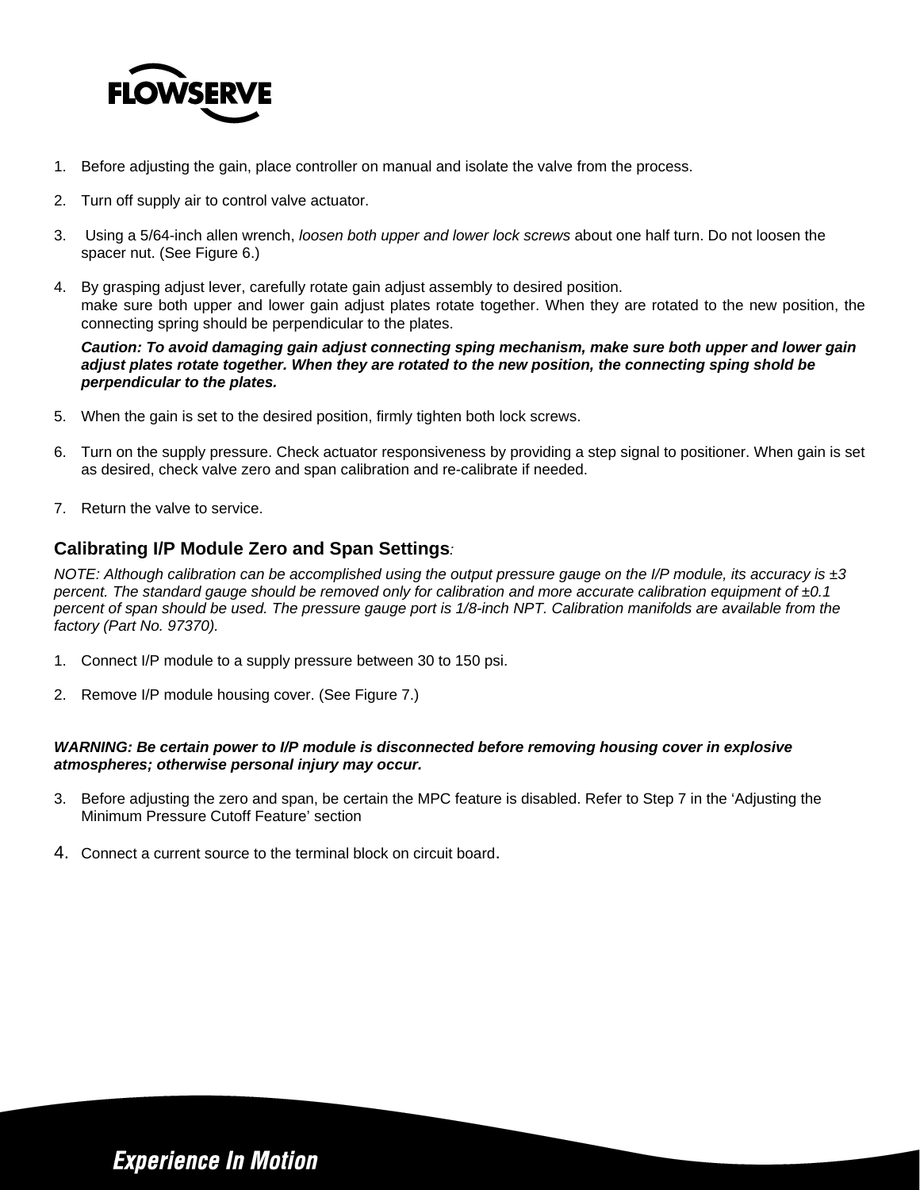1. Before adjusting the gain, place controller on manual and isolate the valve from the process.

2. Turn off supply air to control valve actuator.

3. Using a 5/64-inch allen wrench, *loosen both upper and lower lock screws* about one half turn. Do not loosen the spacer nut. (See Figure 6.)

4. By grasping adjust lever, carefully rotate gain adjust assembly to desired position.
   make sure both upper and lower gain adjust plates rotate together. When they are rotated to the new position, the connecting spring should be perpendicular to the plates.

   ***Caution: To avoid damaging gain adjust connecting sping mechanism, make sure both upper and lower gain adjust plates rotate together. When they are rotated to the new position, the connecting sping shold be perpendicular to the plates.***

5. When the gain is set to the desired position, firmly tighten both lock screws.

6. Turn on the supply pressure. Check actuator responsiveness by providing a step signal to positioner. When gain is set as desired, check valve zero and span calibration and re-calibrate if needed.

7. Return the valve to service.

## Calibrating I/P Module Zero and Span Settings:

*NOTE: Although calibration can be accomplished using the output pressure gauge on the I/P module, its accuracy is ±3 percent. The standard gauge should be removed only for calibration and more accurate calibration equipment of ±0.1 percent of span should be used. The pressure gauge port is 1/8-inch NPT. Calibration manifolds are available from the factory (Part No. 97370).*

1. Connect I/P module to a supply pressure between 30 to 150 psi.

2. Remove I/P module housing cover. (See Figure 7.)

***WARNING: Be certain power to I/P module is disconnected before removing housing cover in explosive atmospheres; otherwise personal injury may occur.***

3. Before adjusting the zero and span, be certain the MPC feature is disabled. Refer to Step 7 in the 'Adjusting the Minimum Pressure Cutoff Feature' section

4. Connect a current source to the terminal block on circuit board.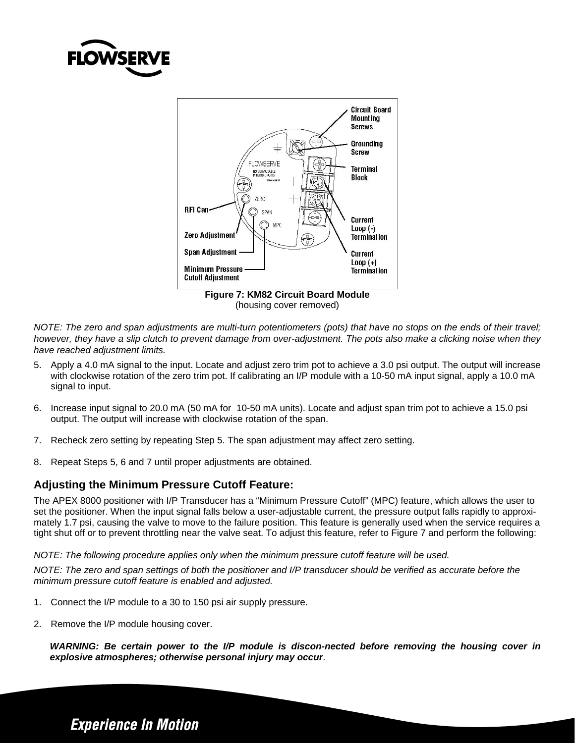Figure 7: KM82 Circuit Board Module
(housing cover removed)

*NOTE: The zero and span adjustments are multi-turn potentiometers (pots) that have no stops on the ends of their travel; however, they have a slip clutch to prevent damage from over-adjustment. The pots also make a clicking noise when they have reached adjustment limits.*

5. Apply a 4.0 mA signal to the input. Locate and adjust zero trim pot to achieve a 3.0 psi output. The output will increase with clockwise rotation of the zero trim pot. If calibrating an I/P module with a 10-50 mA input signal, apply a 10.0 mA signal to input.

6. Increase input signal to 20.0 mA (50 mA for 10-50 mA units). Locate and adjust span trim pot to achieve a 15.0 psi output. The output will increase with clockwise rotation of the span.

7. Recheck zero setting by repeating Step 5. The span adjustment may affect zero setting.

8. Repeat Steps 5, 6 and 7 until proper adjustments are obtained.

## Adjusting the Minimum Pressure Cutoff Feature:

The APEX 8000 positioner with I/P Transducer has a "Minimum Pressure Cutoff" (MPC) feature, which allows the user to set the positioner. When the input signal falls below a user-adjustable current, the pressure output falls rapidly to approximately 1.7 psi, causing the valve to move to the failure position. This feature is generally used when the service requires a tight shut off or to prevent throttling near the valve seat. To adjust this feature, refer to Figure 7 and perform the following:

*NOTE: The following procedure applies only when the minimum pressure cutoff feature will be used.*

*NOTE: The zero and span settings of both the positioner and I/P transducer should be verified as accurate before the minimum pressure cutoff feature is enabled and adjusted.*

1. Connect the I/P module to a 30 to 150 psi air supply pressure.

2. Remove the I/P module housing cover.

   ***WARNING: Be certain power to the I/P module is discon-nected before removing the housing cover in explosive atmospheres; otherwise personal injury may occur.***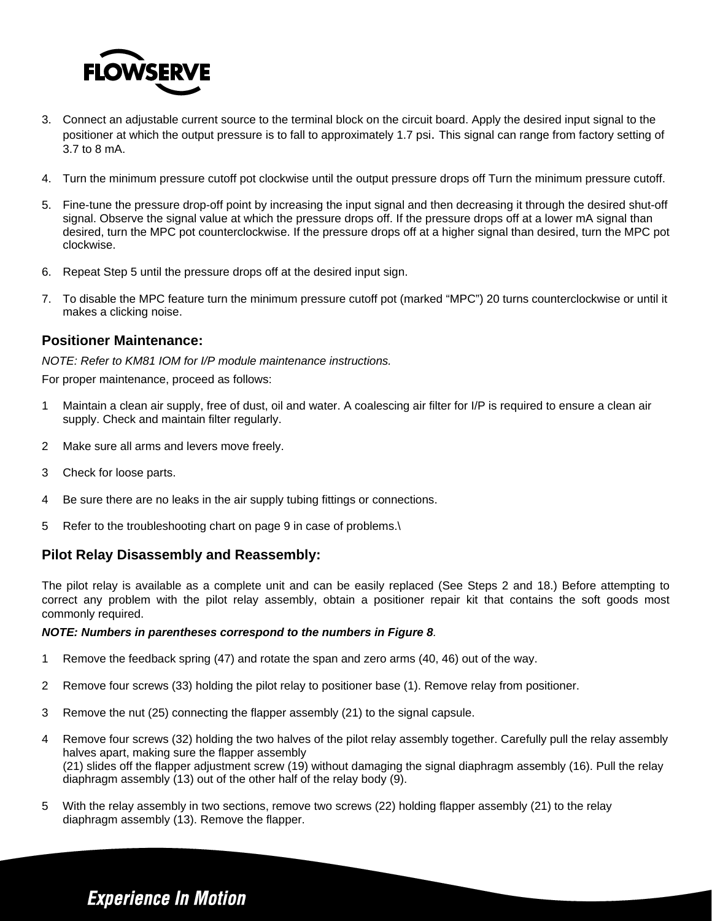3. Connect an adjustable current source to the terminal block on the circuit board. Apply the desired input signal to the positioner at which the output pressure is to fall to approximately 1.7 psi. This signal can range from factory setting of 3.7 to 8 mA.

4. Turn the minimum pressure cutoff pot clockwise until the output pressure drops off Turn the minimum pressure cutoff.

5. Fine-tune the pressure drop-off point by increasing the input signal and then decreasing it through the desired shut-off signal. Observe the signal value at which the pressure drops off. If the pressure drops off at a lower mA signal than desired, turn the MPC pot counterclockwise. If the pressure drops off at a higher signal than desired, turn the MPC pot clockwise.

6. Repeat Step 5 until the pressure drops off at the desired input sign.

7. To disable the MPC feature turn the minimum pressure cutoff pot (marked "MPC") 20 turns counterclockwise or until it makes a clicking noise.

### Positioner Maintenance:

*NOTE: Refer to KM81 IOM for I/P module maintenance instructions.*

For proper maintenance, proceed as follows:

1 Maintain a clean air supply, free of dust, oil and water. A coalescing air filter for I/P is required to ensure a clean air supply. Check and maintain filter regularly.

2 Make sure all arms and levers move freely.

3 Check for loose parts.

4 Be sure there are no leaks in the air supply tubing fittings or connections.

5 Refer to the troubleshooting chart on page 9 in case of problems.\

### Pilot Relay Disassembly and Reassembly:

The pilot relay is available as a complete unit and can be easily replaced (See Steps 2 and 18.) Before attempting to correct any problem with the pilot relay assembly, obtain a positioner repair kit that contains the soft goods most commonly required.

***NOTE: Numbers in parentheses correspond to the numbers in Figure 8.***

1 Remove the feedback spring (47) and rotate the span and zero arms (40, 46) out of the way.

2 Remove four screws (33) holding the pilot relay to positioner base (1). Remove relay from positioner.

3 Remove the nut (25) connecting the flapper assembly (21) to the signal capsule.

4 Remove four screws (32) holding the two halves of the pilot relay assembly together. Carefully pull the relay assembly halves apart, making sure the flapper assembly (21) slides off the flapper adjustment screw (19) without damaging the signal diaphragm assembly (16). Pull the relay diaphragm assembly (13) out of the other half of the relay body (9).

5 With the relay assembly in two sections, remove two screws (22) holding flapper assembly (21) to the relay diaphragm assembly (13). Remove the flapper.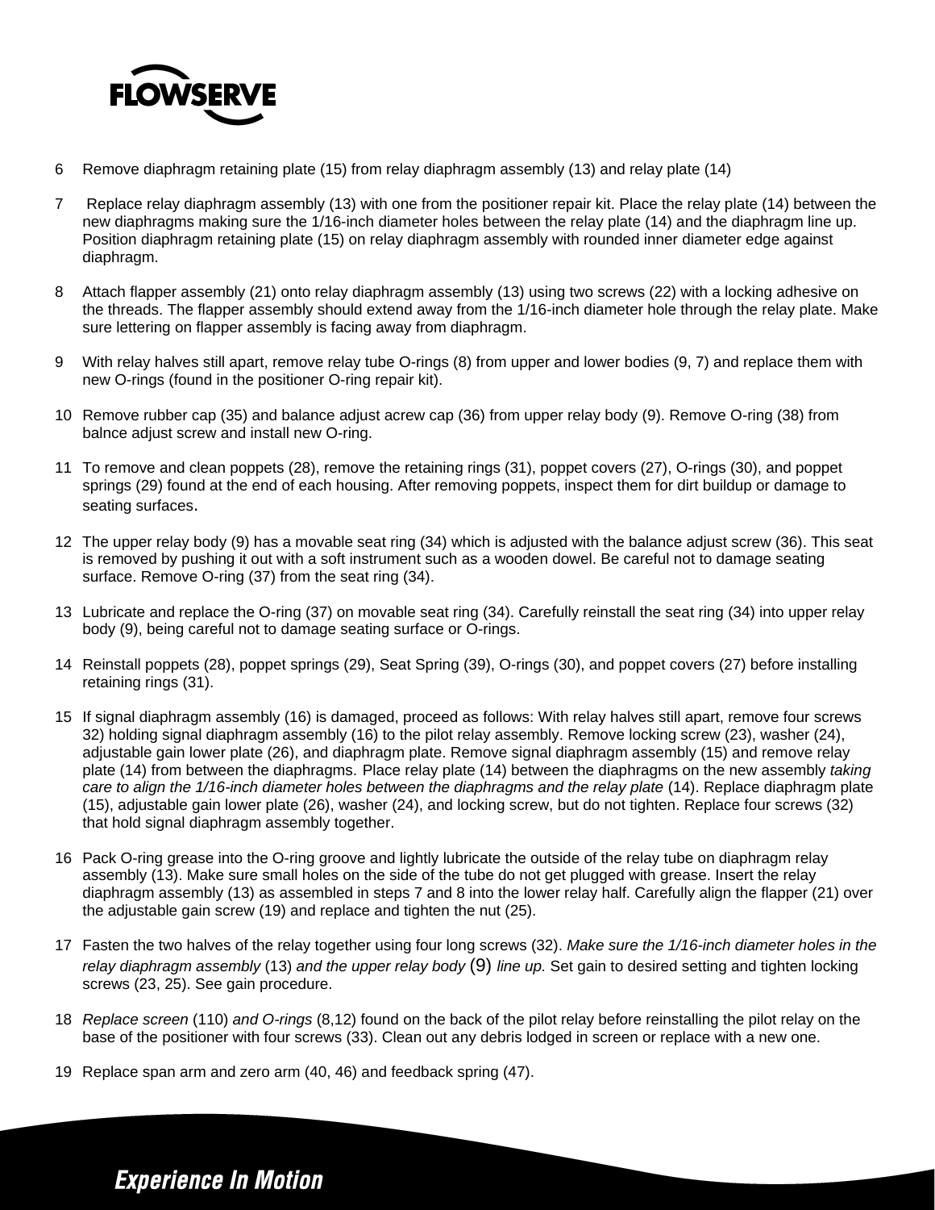6 Remove diaphragm retaining plate (15) from relay diaphragm assembly (13) and relay plate (14)

7 Replace relay diaphragm assembly (13) with one from the positioner repair kit. Place the relay plate (14) between the new diaphragms making sure the 1/16-inch diameter holes between the relay plate (14) and the diaphragm line up. Position diaphragm retaining plate (15) on relay diaphragm assembly with rounded inner diameter edge against diaphragm.

8 Attach flapper assembly (21) onto relay diaphragm assembly (13) using two screws (22) with a locking adhesive on the threads. The flapper assembly should extend away from the 1/16-inch diameter hole through the relay plate. Make sure lettering on flapper assembly is facing away from diaphragm.

9 With relay halves still apart, remove relay tube O-rings (8) from upper and lower bodies (9, 7) and replace them with new O-rings (found in the positioner O-ring repair kit).

10 Remove rubber cap (35) and balance adjust acrew cap (36) from upper relay body (9). Remove O-ring (38) from balnce adjust screw and install new O-ring.

11 To remove and clean poppets (28), remove the retaining rings (31), poppet covers (27), O-rings (30), and poppet springs (29) found at the end of each housing. After removing poppets, inspect them for dirt buildup or damage to seating surfaces.

12 The upper relay body (9) has a movable seat ring (34) which is adjusted with the balance adjust screw (36). This seat is removed by pushing it out with a soft instrument such as a wooden dowel. Be careful not to damage seating surface. Remove O-ring (37) from the seat ring (34).

13 Lubricate and replace the O-ring (37) on movable seat ring (34). Carefully reinstall the seat ring (34) into upper relay body (9), being careful not to damage seating surface or O-rings.

14 Reinstall poppets (28), poppet springs (29), Seat Spring (39), O-rings (30), and poppet covers (27) before installing retaining rings (31).

15 If signal diaphragm assembly (16) is damaged, proceed as follows: With relay halves still apart, remove four screws 32) holding signal diaphragm assembly (16) to the pilot relay assembly. Remove locking screw (23), washer (24), adjustable gain lower plate (26), and diaphragm plate. Remove signal diaphragm assembly (15) and remove relay plate (14) from between the diaphragms. Place relay plate (14) between the diaphragms on the new assembly *taking care to align the 1/16-inch diameter holes between the diaphragms and the relay plate* (14). Replace diaphragm plate (15), adjustable gain lower plate (26), washer (24), and locking screw, but do not tighten. Replace four screws (32) that hold signal diaphragm assembly together.

16 Pack O-ring grease into the O-ring groove and lightly lubricate the outside of the relay tube on diaphragm relay assembly (13). Make sure small holes on the side of the tube do not get plugged with grease. Insert the relay diaphragm assembly (13) as assembled in steps 7 and 8 into the lower relay half. Carefully align the flapper (21) over the adjustable gain screw (19) and replace and tighten the nut (25).

17 Fasten the two halves of the relay together using four long screws (32). *Make sure the 1/16-inch diameter holes in the relay diaphragm assembly* (13) *and the upper relay body* (9) *line up.* Set gain to desired setting and tighten locking screws (23, 25). See gain procedure.

18 *Replace screen* (110) *and O-rings* (8,12) found on the back of the pilot relay before reinstalling the pilot relay on the base of the positioner with four screws (33). Clean out any debris lodged in screen or replace with a new one.

19 Replace span arm and zero arm (40, 46) and feedback spring (47).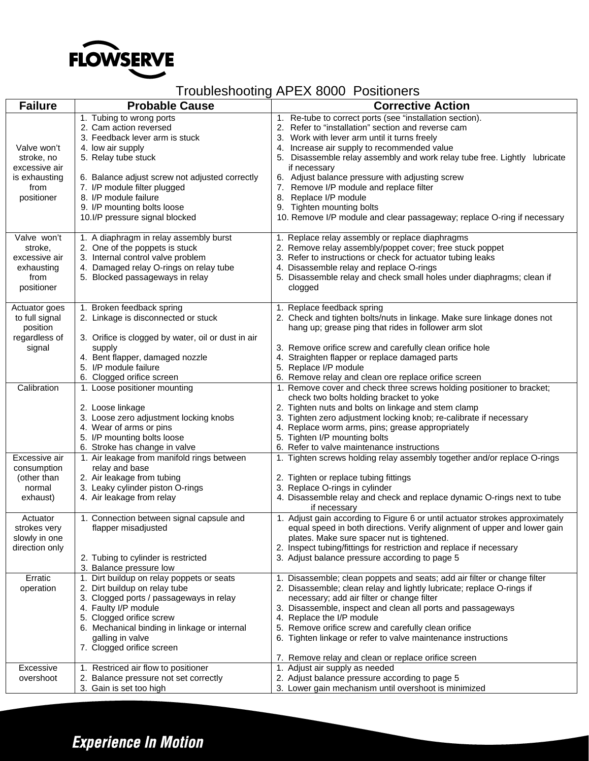FLOWSERVE

# Troubleshooting APEX 8000 Positioners

| Failure | Probable Cause | Corrective Action |
|---|---|---|
| Valve won't stroke, no excessive air is exhausting from positioner | 1. Tubing to wrong ports<br>2. Cam action reversed<br>3. Feedback lever arm is stuck<br>4. low air supply<br>5. Relay tube stuck<br>6. Balance adjust screw not adjusted correctly<br>7. I/P module filter plugged<br>8. I/P module failure<br>9. I/P mounting bolts loose<br>10.I/P pressure signal blocked | 1. Re-tube to correct ports (see "installation section).<br>2. Refer to "installation" section and reverse cam<br>3. Work with lever arm until it turns freely<br>4. Increase air supply to recommended value<br>5. Disassemble relay assembly and work relay tube free. Lightly lubricate if necessary<br>6. Adjust balance pressure with adjusting screw<br>7. Remove I/P module and replace filter<br>8. Replace I/P module<br>9. Tighten mounting bolts<br>10. Remove I/P module and clear passageway; replace O-ring if necessary |
| Valve won't stroke, excessive air exhausting from positioner | 1. A diaphragm in relay assembly burst<br>2. One of the poppets is stuck<br>3. Internal control valve problem<br>4. Damaged relay O-rings on relay tube<br>5. Blocked passageways in relay | 1. Replace relay assembly or replace diaphragms<br>2. Remove relay assembly/poppet cover; free stuck poppet<br>3. Refer to instructions or check for actuator tubing leaks<br>4. Disassemble relay and replace O-rings<br>5. Disassemble relay and check small holes under diaphragms; clean if clogged |
| Actuator goes to full signal position regardless of signal | 1. Broken feedback spring<br>2. Linkage is disconnected or stuck<br>3. Orifice is clogged by water, oil or dust in air supply<br>4. Bent flapper, damaged nozzle<br>5. I/P module failure<br>6. Clogged orifice screen | 1. Replace feedback spring<br>2. Check and tighten bolts/nuts in linkage. Make sure linkage dones not hang up; grease ping that rides in follower arm slot<br>3. Remove orifice screw and carefully clean orifice hole<br>4. Straighten flapper or replace damaged parts<br>5. Replace I/P module<br>6. Remove relay and clean ore replace orifice screen |
| Calibration | 1. Loose positioner mounting<br>2. Loose linkage<br>3. Loose zero adjustment locking knobs<br>4. Wear of arms or pins<br>5. I/P mounting bolts loose<br>6. Stroke has change in valve | 1. Remove cover and check three screws holding positioner to bracket; check two bolts holding bracket to yoke<br>2. Tighten nuts and bolts on linkage and stem clamp<br>3. Tighten zero adjustment locking knob; re-calibrate if necessary<br>4. Replace worm arms, pins; grease appropriately<br>5. Tighten I/P mounting bolts<br>6. Refer to valve maintenance instructions |
| Excessive air consumption (other than normal exhaust) | 1. Air leakage from manifold rings between relay and base<br>2. Air leakage from tubing<br>3. Leaky cylinder piston O-rings<br>4. Air leakage from relay | 1. Tighten screws holding relay assembly together and/or replace O-rings<br>2. Tighten or replace tubing fittings<br>3. Replace O-rings in cylinder<br>4. Disassemble relay and check and replace dynamic O-rings next to tube if necessary |
| Actuator strokes very slowly in one direction only | 1. Connection between signal capsule and flapper misadjusted<br>2. Tubing to cylinder is restricted<br>3. Balance pressure low | 1. Adjust gain according to Figure 6 or until actuator strokes approximately equal speed in both directions. Verify alignment of upper and lower gain plates. Make sure spacer nut is tightened.<br>2. Inspect tubing/fittings for restriction and replace if necessary<br>3. Adjust balance pressure according to page 5 |
| Erratic operation | 1. Dirt buildup on relay poppets or seats<br>2. Dirt buildup on relay tube<br>3. Clogged ports / passageways in relay<br>4. Faulty I/P module<br>5. Clogged orifice screw<br>6. Mechanical binding in linkage or internal galling in valve<br>7. Clogged orifice screen | 1. Disassemble; clean poppets and seats; add air filter or change filter<br>2. Disassemble; clean relay and lightly lubricate; replace O-rings if necessary; add air filter or change filter<br>3. Disassemble, inspect and clean all ports and passageways<br>4. Replace the I/P module<br>5. Remove orifice screw and carefully clean orifice<br>6. Tighten linkage or refer to valve maintenance instructions<br>7. Remove relay and clean or replace orifice screen |
| Excessive overshoot | 1. Restriced air flow to positioner<br>2. Balance pressure not set correctly<br>3. Gain is set too high | 1. Adjust air supply as needed<br>2. Adjust balance pressure according to page 5<br>3. Lower gain mechanism until overshoot is minimized |

*Experience In Motion*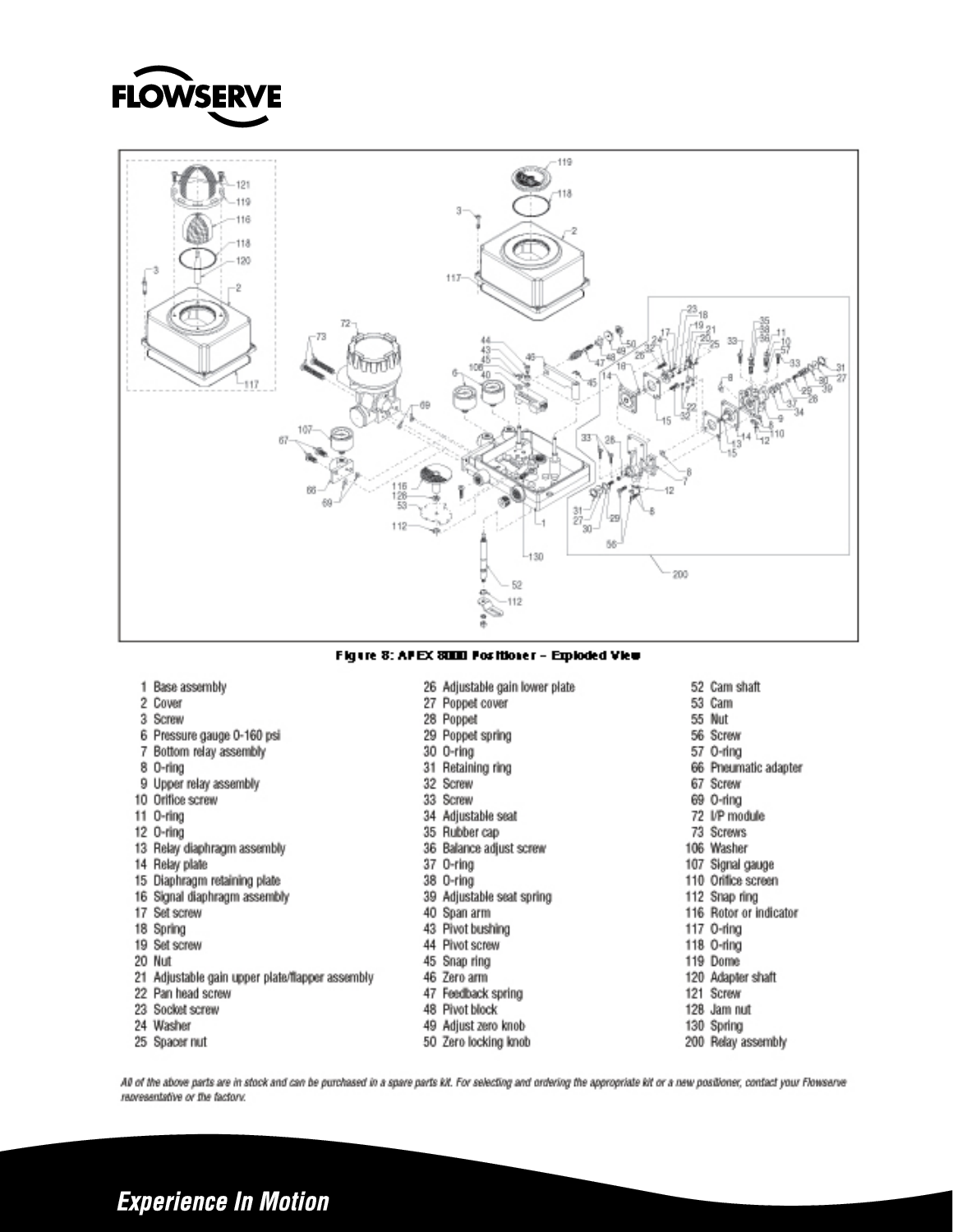**Figure 8: APEX 8000 Positioner – Exploded View**

1 Base assembly
2 Cover
3 Screw
6 Pressure gauge 0-160 psi
7 Bottom relay assembly
8 O-ring
9 Upper relay assembly
10 Orifice screw
11 O-ring
12 O-ring
13 Relay diaphragm assembly
14 Relay plate
15 Diaphragm retaining plate
16 Signal diaphragm assembly
17 Set screw
18 Spring
19 Set screw
20 Nut
21 Adjustable gain upper plate/flapper assembly
22 Pan head screw
23 Socket screw
24 Washer
25 Spacer nut
26 Adjustable gain lower plate
27 Poppet cover
28 Poppet
29 Poppet spring
30 O-ring
31 Retaining ring
32 Screw
33 Screw
34 Adjustable seat
35 Rubber cap
36 Balance adjust screw
37 O-ring
38 O-ring
39 Adjustable seat spring
40 Span arm
43 Pivot bushing
44 Pivot screw
45 Snap ring
46 Zero arm
47 Feedback spring
48 Pivot block
49 Adjust zero knob
50 Zero locking knob
52 Cam shaft
53 Cam
55 Nut
56 Screw
57 O-ring
66 Pneumatic adapter
67 Screw
69 O-ring
72 I/P module
73 Screws
106 Washer
107 Signal gauge
110 Orifice screen
112 Snap ring
116 Rotor or indicator
117 O-ring
118 O-ring
119 Dome
120 Adapter shaft
121 Screw
128 Jam nut
130 Spring
200 Relay assembly

*All of the above parts are in stock and can be purchased in a spare parts kit. For selecting and ordering the appropriate kit or a new positioner, contact your Flowserve representative or the factory.*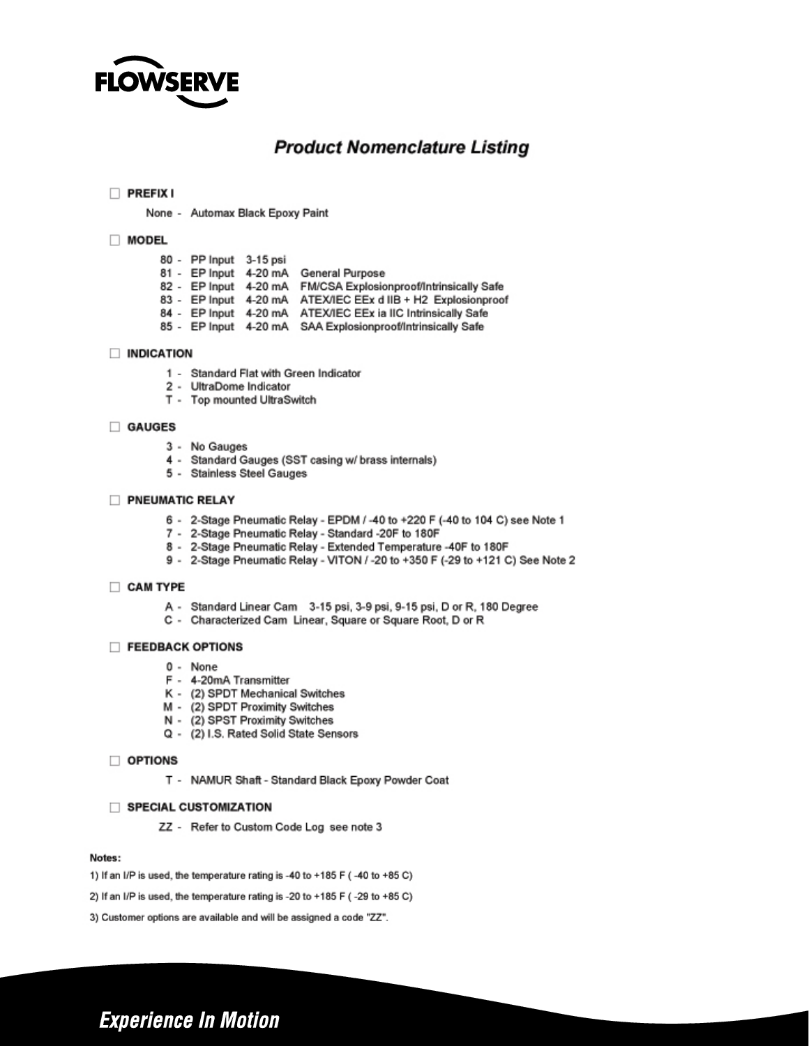# Product Nomenclature Listing

- [ ] **PREFIX I**

  None - Automax Black Epoxy Paint

- [ ] **MODEL**

  80 - PP Input 3-15 psi
  81 - EP Input 4-20 mA General Purpose
  82 - EP Input 4-20 mA FM/CSA Explosionproof/Intrinsically Safe
  83 - EP Input 4-20 mA ATEX/IEC EEx d IIB + H2 Explosionproof
  84 - EP Input 4-20 mA ATEX/IEC EEx ia IIC Intrinsically Safe
  85 - EP Input 4-20 mA SAA Explosionproof/Intrinsically Safe

- [ ] **INDICATION**

  1 - Standard Flat with Green Indicator
  2 - UltraDome Indicator
  T - Top mounted UltraSwitch

- [ ] **GAUGES**

  3 - No Gauges
  4 - Standard Gauges (SST casing w/ brass internals)
  5 - Stainless Steel Gauges

- [ ] **PNEUMATIC RELAY**

  6 - 2-Stage Pneumatic Relay - EPDM / -40 to +220 F (-40 to 104 C) see Note 1
  7 - 2-Stage Pneumatic Relay - Standard -20F to 180F
  8 - 2-Stage Pneumatic Relay - Extended Temperature -40F to 180F
  9 - 2-Stage Pneumatic Relay - VITON / -20 to +350 F (-29 to +121 C) See Note 2

- [ ] **CAM TYPE**

  A - Standard Linear Cam 3-15 psi, 3-9 psi, 9-15 psi, D or R, 180 Degree
  C - Characterized Cam Linear, Square or Square Root, D or R

- [ ] **FEEDBACK OPTIONS**

  0 - None
  F - 4-20mA Transmitter
  K - (2) SPDT Mechanical Switches
  M - (2) SPDT Proximity Switches
  N - (2) SPST Proximity Switches
  Q - (2) I.S. Rated Solid State Sensors

- [ ] **OPTIONS**

  T - NAMUR Shaft - Standard Black Epoxy Powder Coat

- [ ] **SPECIAL CUSTOMIZATION**

  ZZ - Refer to Custom Code Log see note 3

**Notes:**

1) If an I/P is used, the temperature rating is -40 to +185 F ( -40 to +85 C)

2) If an I/P is used, the temperature rating is -20 to +185 F ( -29 to +85 C)

3) Customer options are available and will be assigned a code "ZZ".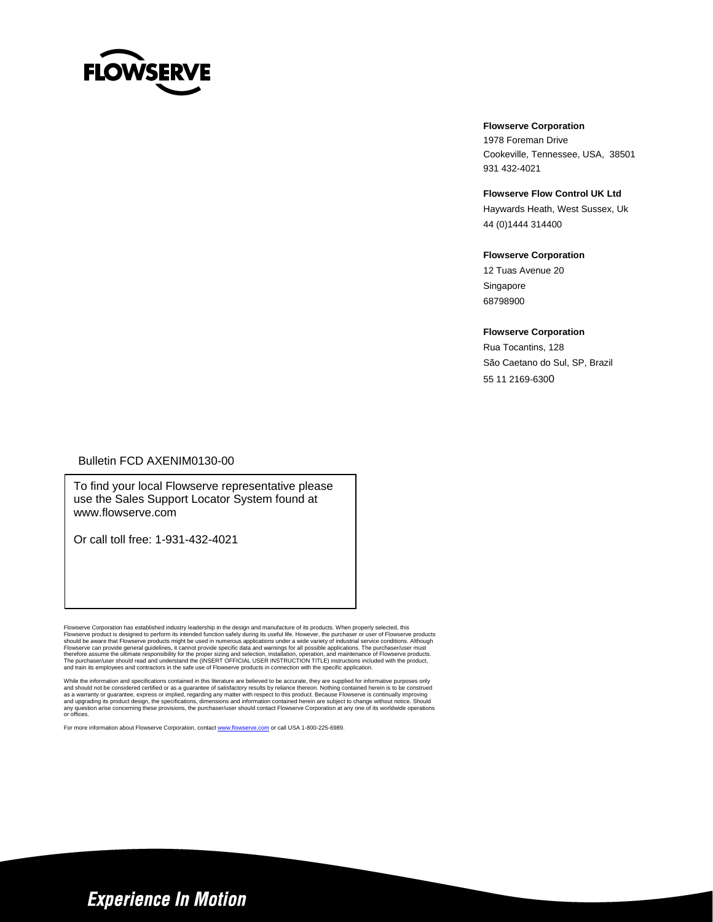**Flowserve Corporation**
1978 Foreman Drive
Cookeville, Tennessee, USA, 38501
931 432-4021

**Flowserve Flow Control UK Ltd**
Haywards Heath, West Sussex, Uk
44 (0)1444 314400

**Flowserve Corporation**
12 Tuas Avenue 20
Singapore
68798900

**Flowserve Corporation**
Rua Tocantins, 128
São Caetano do Sul, SP, Brazil
55 11 2169-6300

Bulletin FCD AXENIM0130-00

To find your local Flowserve representative please use the Sales Support Locator System found at www.flowserve.com

Or call toll free: 1-931-432-4021

Flowserve Corporation has established industry leadership in the design and manufacture of its products. When properly selected, this Flowserve product is designed to perform its intended function safely during its useful life. However, the purchaser or user of Flowserve products should be aware that Flowserve products might be used in numerous applications under a wide variety of industrial service conditions. Although Flowserve can provide general guidelines, it cannot provide specific data and warnings for all possible applications. The purchaser/user must therefore assume the ultimate responsibility for the proper sizing and selection, installation, operation, and maintenance of Flowserve products. The purchaser/user should read and understand the (INSERT OFFICIAL USER INSTRUCTION TITLE) instructions included with the product, and train its employees and contractors in the safe use of Flowserve products in connection with the specific application.

While the information and specifications contained in this literature are believed to be accurate, they are supplied for informative purposes only and should not be considered certified or as a guarantee of satisfactory results by reliance thereon. Nothing contained herein is to be construed as a warranty or guarantee, express or implied, regarding any matter with respect to this product. Because Flowserve is continually improving and upgrading its product design, the specifications, dimensions and information contained herein are subject to change without notice. Should any question arise concerning these provisions, the purchaser/user should contact Flowserve Corporation at any one of its worldwide operations or offices.

For more information about Flowserve Corporation, contact www.flowserve.com or call USA 1-800-225-6989.

***Experience In Motion***